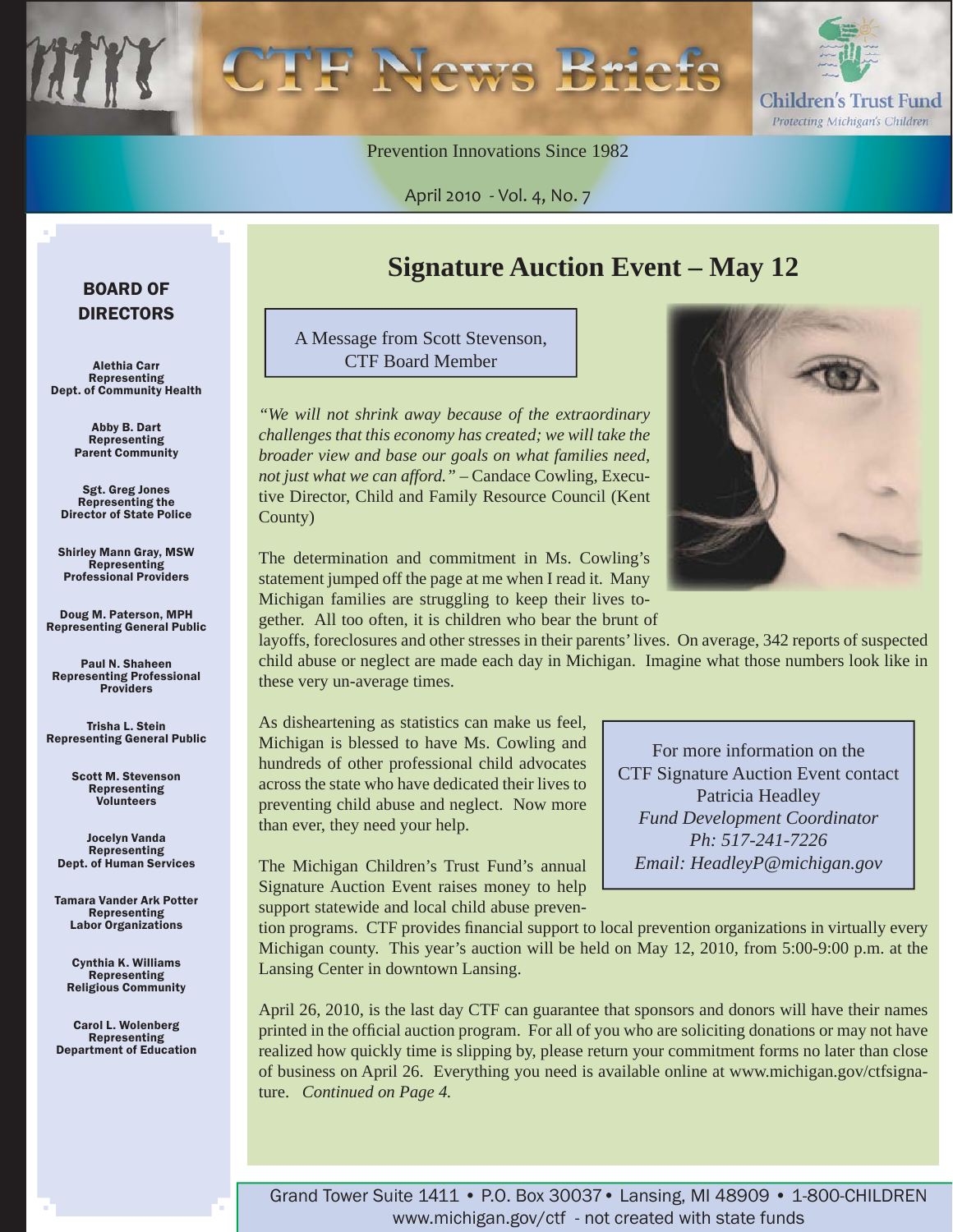# CTF News Briefs

**Children's Trust Fund**
*Protecting Michigan's Children*

Prevention Innovations Since 1982

April 2010 - Vol. 4, No. 7

## Signature Auction Event – May 12

A Message from Scott Stevenson, CTF Board Member

*"We will not shrink away because of the extraordinary challenges that this economy has created; we will take the broader view and base our goals on what families need, not just what we can afford."* – Candace Cowling, Executive Director, Child and Family Resource Council (Kent County)

The determination and commitment in Ms. Cowling's statement jumped off the page at me when I read it. Many Michigan families are struggling to keep their lives together. All too often, it is children who bear the brunt of layoffs, foreclosures and other stresses in their parents' lives. On average, 342 reports of suspected child abuse or neglect are made each day in Michigan. Imagine what those numbers look like in these very un-average times.

As disheartening as statistics can make us feel, Michigan is blessed to have Ms. Cowling and hundreds of other professional child advocates across the state who have dedicated their lives to preventing child abuse and neglect. Now more than ever, they need your help.

The Michigan Children's Trust Fund's annual Signature Auction Event raises money to help support statewide and local child abuse prevention programs. CTF provides financial support to local prevention organizations in virtually every Michigan county. This year's auction will be held on May 12, 2010, from 5:00-9:00 p.m. at the Lansing Center in downtown Lansing.

April 26, 2010, is the last day CTF can guarantee that sponsors and donors will have their names printed in the official auction program. For all of you who are soliciting donations or may not have realized how quickly time is slipping by, please return your commitment forms no later than close of business on April 26. Everything you need is available online at www.michigan.gov/ctfsignature. *Continued on Page 4.*

For more information on the CTF Signature Auction Event contact
Patricia Headley
*Fund Development Coordinator*
*Ph: 517-241-7226*
*Email: HeadleyP@michigan.gov*

### BOARD OF DIRECTORS

**Alethia Carr**
Representing
Dept. of Community Health

**Abby B. Dart**
Representing
Parent Community

**Sgt. Greg Jones**
Representing the
Director of State Police

**Shirley Mann Gray, MSW**
Representing
Professional Providers

**Doug M. Paterson, MPH**
Representing General Public

**Paul N. Shaheen**
Representing Professional Providers

**Trisha L. Stein**
Representing General Public

**Scott M. Stevenson**
Representing
Volunteers

**Jocelyn Vanda**
Representing
Dept. of Human Services

**Tamara Vander Ark Potter**
Representing
Labor Organizations

**Cynthia K. Williams**
Representing
Religious Community

**Carol L. Wolenberg**
Representing
Department of Education

Grand Tower Suite 1411 • P.O. Box 30037 • Lansing, MI 48909 • 1-800-CHILDREN
www.michigan.gov/ctf - not created with state funds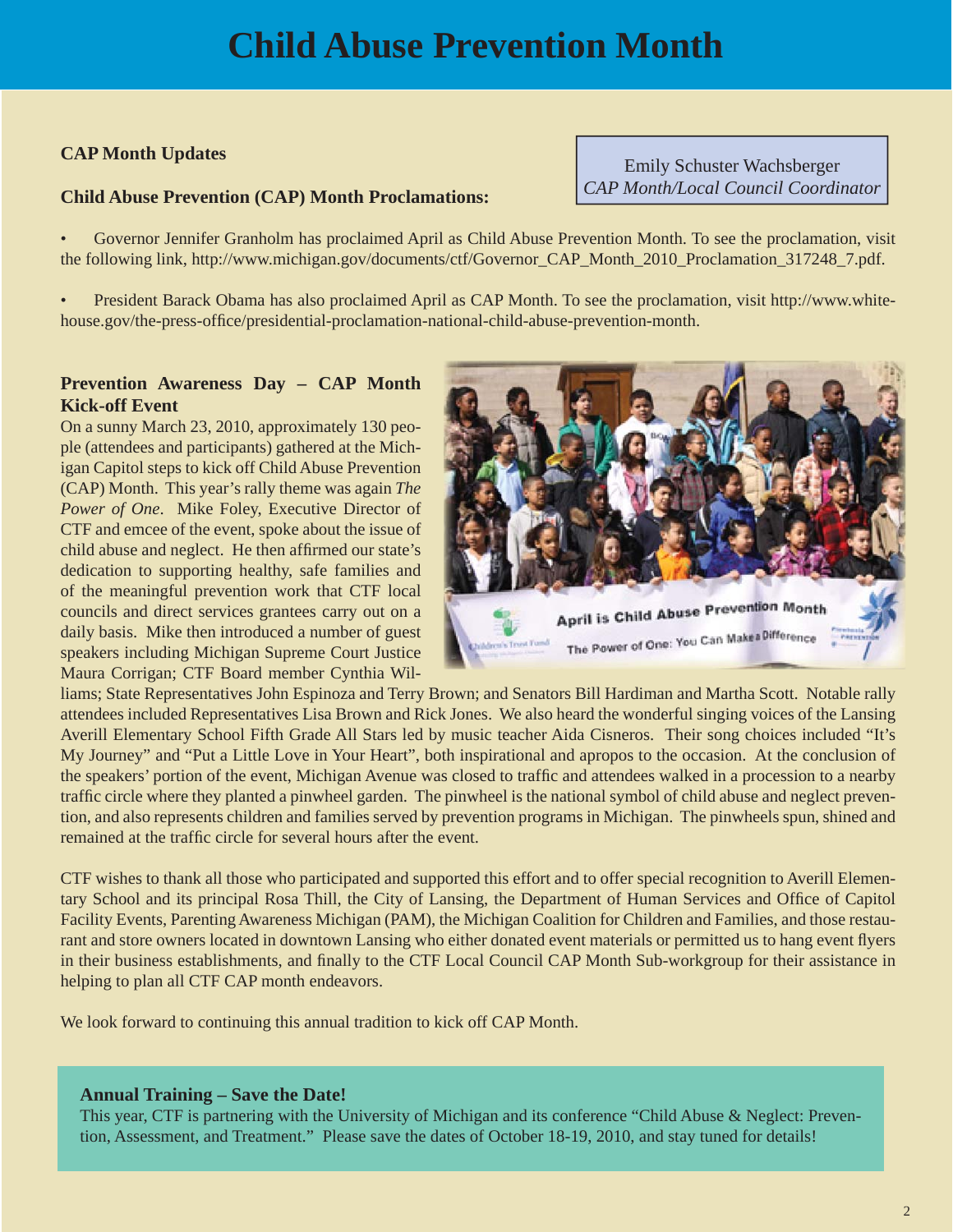# Child Abuse Prevention Month

**CAP Month Updates**

Emily Schuster Wachsberger
*CAP Month/Local Council Coordinator*

**Child Abuse Prevention (CAP) Month Proclamations:**

- Governor Jennifer Granholm has proclaimed April as Child Abuse Prevention Month. To see the proclamation, visit the following link, http://www.michigan.gov/documents/ctf/Governor_CAP_Month_2010_Proclamation_317248_7.pdf.

- President Barack Obama has also proclaimed April as CAP Month. To see the proclamation, visit http://www.whitehouse.gov/the-press-office/presidential-proclamation-national-child-abuse-prevention-month.

**Prevention Awareness Day – CAP Month Kick-off Event**

On a sunny March 23, 2010, approximately 130 people (attendees and participants) gathered at the Michigan Capitol steps to kick off Child Abuse Prevention (CAP) Month. This year's rally theme was again *The Power of One*. Mike Foley, Executive Director of CTF and emcee of the event, spoke about the issue of child abuse and neglect. He then affirmed our state's dedication to supporting healthy, safe families and of the meaningful prevention work that CTF local councils and direct services grantees carry out on a daily basis. Mike then introduced a number of guest speakers including Michigan Supreme Court Justice Maura Corrigan; CTF Board member Cynthia Williams; State Representatives John Espinoza and Terry Brown; and Senators Bill Hardiman and Martha Scott. Notable rally attendees included Representatives Lisa Brown and Rick Jones. We also heard the wonderful singing voices of the Lansing Averill Elementary School Fifth Grade All Stars led by music teacher Aida Cisneros. Their song choices included "It's My Journey" and "Put a Little Love in Your Heart", both inspirational and apropos to the occasion. At the conclusion of the speakers' portion of the event, Michigan Avenue was closed to traffic and attendees walked in a procession to a nearby traffic circle where they planted a pinwheel garden. The pinwheel is the national symbol of child abuse and neglect prevention, and also represents children and families served by prevention programs in Michigan. The pinwheels spun, shined and remained at the traffic circle for several hours after the event.

CTF wishes to thank all those who participated and supported this effort and to offer special recognition to Averill Elementary School and its principal Rosa Thill, the City of Lansing, the Department of Human Services and Office of Capitol Facility Events, Parenting Awareness Michigan (PAM), the Michigan Coalition for Children and Families, and those restaurant and store owners located in downtown Lansing who either donated event materials or permitted us to hang event flyers in their business establishments, and finally to the CTF Local Council CAP Month Sub-workgroup for their assistance in helping to plan all CTF CAP month endeavors.

We look forward to continuing this annual tradition to kick off CAP Month.

**Annual Training – Save the Date!**

This year, CTF is partnering with the University of Michigan and its conference "Child Abuse & Neglect: Prevention, Assessment, and Treatment." Please save the dates of October 18-19, 2010, and stay tuned for details!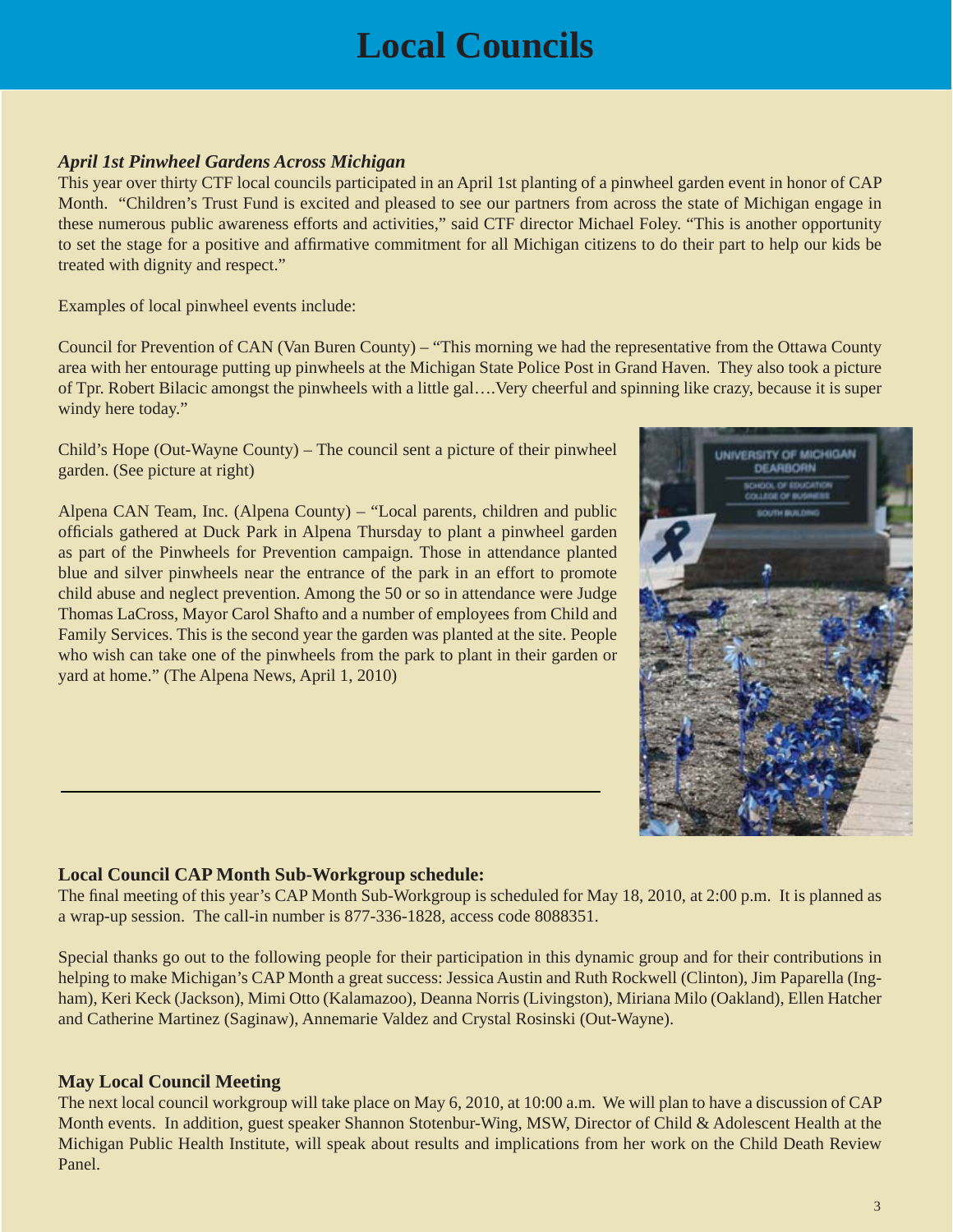# Local Councils

***April 1st Pinwheel Gardens Across Michigan***

This year over thirty CTF local councils participated in an April 1st planting of a pinwheel garden event in honor of CAP Month. "Children's Trust Fund is excited and pleased to see our partners from across the state of Michigan engage in these numerous public awareness efforts and activities," said CTF director Michael Foley. "This is another opportunity to set the stage for a positive and affirmative commitment for all Michigan citizens to do their part to help our kids be treated with dignity and respect."

Examples of local pinwheel events include:

Council for Prevention of CAN (Van Buren County) – "This morning we had the representative from the Ottawa County area with her entourage putting up pinwheels at the Michigan State Police Post in Grand Haven. They also took a picture of Tpr. Robert Bilacic amongst the pinwheels with a little gal….Very cheerful and spinning like crazy, because it is super windy here today."

Child's Hope (Out-Wayne County) – The council sent a picture of their pinwheel garden. (See picture at right)

Alpena CAN Team, Inc. (Alpena County) – "Local parents, children and public officials gathered at Duck Park in Alpena Thursday to plant a pinwheel garden as part of the Pinwheels for Prevention campaign. Those in attendance planted blue and silver pinwheels near the entrance of the park in an effort to promote child abuse and neglect prevention. Among the 50 or so in attendance were Judge Thomas LaCross, Mayor Carol Shafto and a number of employees from Child and Family Services. This is the second year the garden was planted at the site. People who wish can take one of the pinwheels from the park to plant in their garden or yard at home." (The Alpena News, April 1, 2010)

---

**Local Council CAP Month Sub-Workgroup schedule:**

The final meeting of this year's CAP Month Sub-Workgroup is scheduled for May 18, 2010, at 2:00 p.m. It is planned as a wrap-up session. The call-in number is 877-336-1828, access code 8088351.

Special thanks go out to the following people for their participation in this dynamic group and for their contributions in helping to make Michigan's CAP Month a great success: Jessica Austin and Ruth Rockwell (Clinton), Jim Paparella (Ingham), Keri Keck (Jackson), Mimi Otto (Kalamazoo), Deanna Norris (Livingston), Miriana Milo (Oakland), Ellen Hatcher and Catherine Martinez (Saginaw), Annemarie Valdez and Crystal Rosinski (Out-Wayne).

**May Local Council Meeting**

The next local council workgroup will take place on May 6, 2010, at 10:00 a.m. We will plan to have a discussion of CAP Month events. In addition, guest speaker Shannon Stotenbur-Wing, MSW, Director of Child & Adolescent Health at the Michigan Public Health Institute, will speak about results and implications from her work on the Child Death Review Panel.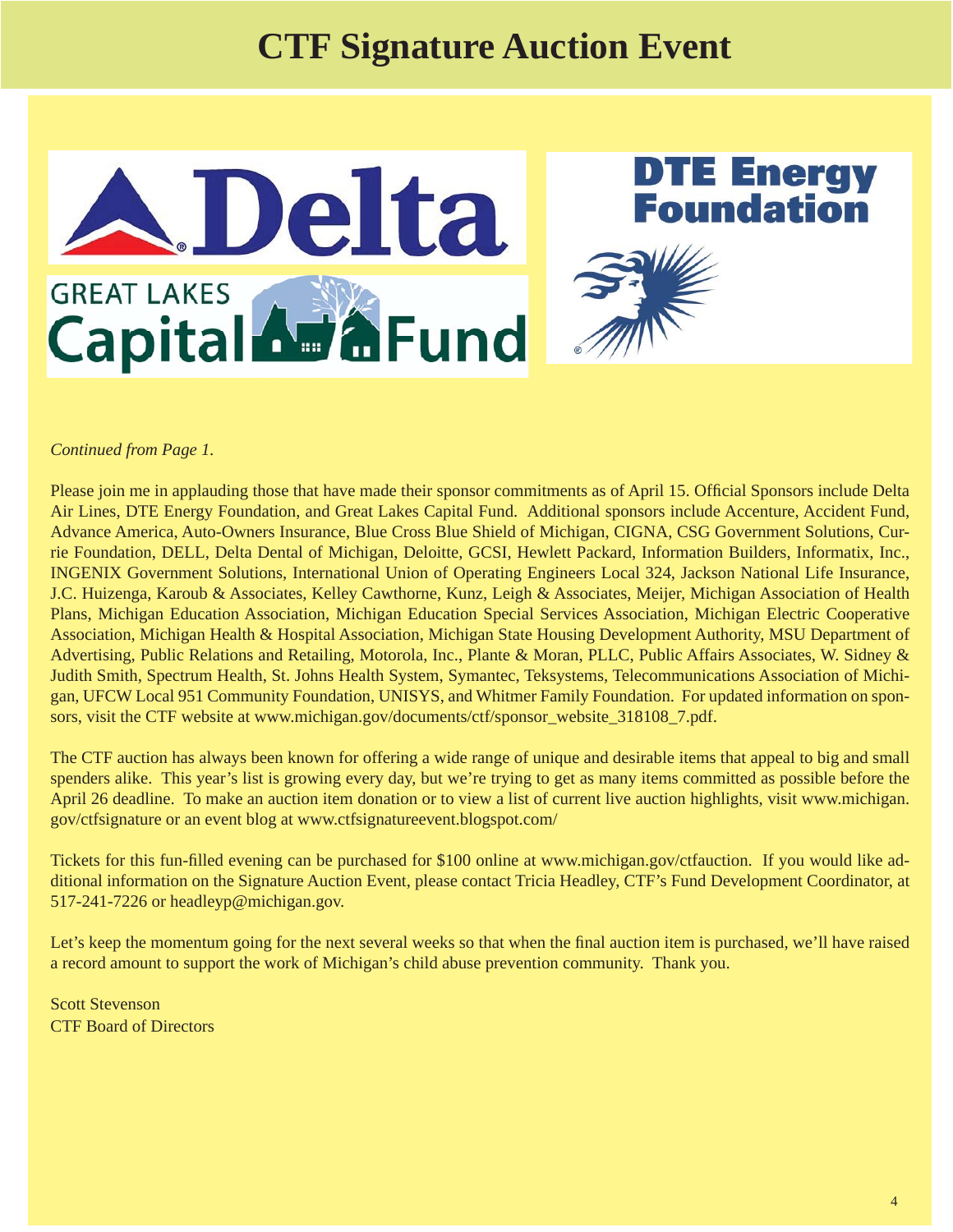# CTF Signature Auction Event

*Continued from Page 1.*

Please join me in applauding those that have made their sponsor commitments as of April 15. Official Sponsors include Delta Air Lines, DTE Energy Foundation, and Great Lakes Capital Fund. Additional sponsors include Accenture, Accident Fund, Advance America, Auto-Owners Insurance, Blue Cross Blue Shield of Michigan, CIGNA, CSG Government Solutions, Currie Foundation, DELL, Delta Dental of Michigan, Deloitte, GCSI, Hewlett Packard, Information Builders, Informatix, Inc., INGENIX Government Solutions, International Union of Operating Engineers Local 324, Jackson National Life Insurance, J.C. Huizenga, Karoub & Associates, Kelley Cawthorne, Kunz, Leigh & Associates, Meijer, Michigan Association of Health Plans, Michigan Education Association, Michigan Education Special Services Association, Michigan Electric Cooperative Association, Michigan Health & Hospital Association, Michigan State Housing Development Authority, MSU Department of Advertising, Public Relations and Retailing, Motorola, Inc., Plante & Moran, PLLC, Public Affairs Associates, W. Sidney & Judith Smith, Spectrum Health, St. Johns Health System, Symantec, Teksystems, Telecommunications Association of Michigan, UFCW Local 951 Community Foundation, UNISYS, and Whitmer Family Foundation. For updated information on sponsors, visit the CTF website at www.michigan.gov/documents/ctf/sponsor_website_318108_7.pdf.

The CTF auction has always been known for offering a wide range of unique and desirable items that appeal to big and small spenders alike. This year's list is growing every day, but we're trying to get as many items committed as possible before the April 26 deadline. To make an auction item donation or to view a list of current live auction highlights, visit www.michigan.gov/ctfsignature or an event blog at www.ctfsignatureevent.blogspot.com/

Tickets for this fun-filled evening can be purchased for $100 online at www.michigan.gov/ctfauction. If you would like additional information on the Signature Auction Event, please contact Tricia Headley, CTF's Fund Development Coordinator, at 517-241-7226 or headleyp@michigan.gov.

Let's keep the momentum going for the next several weeks so that when the final auction item is purchased, we'll have raised a record amount to support the work of Michigan's child abuse prevention community. Thank you.

Scott Stevenson
CTF Board of Directors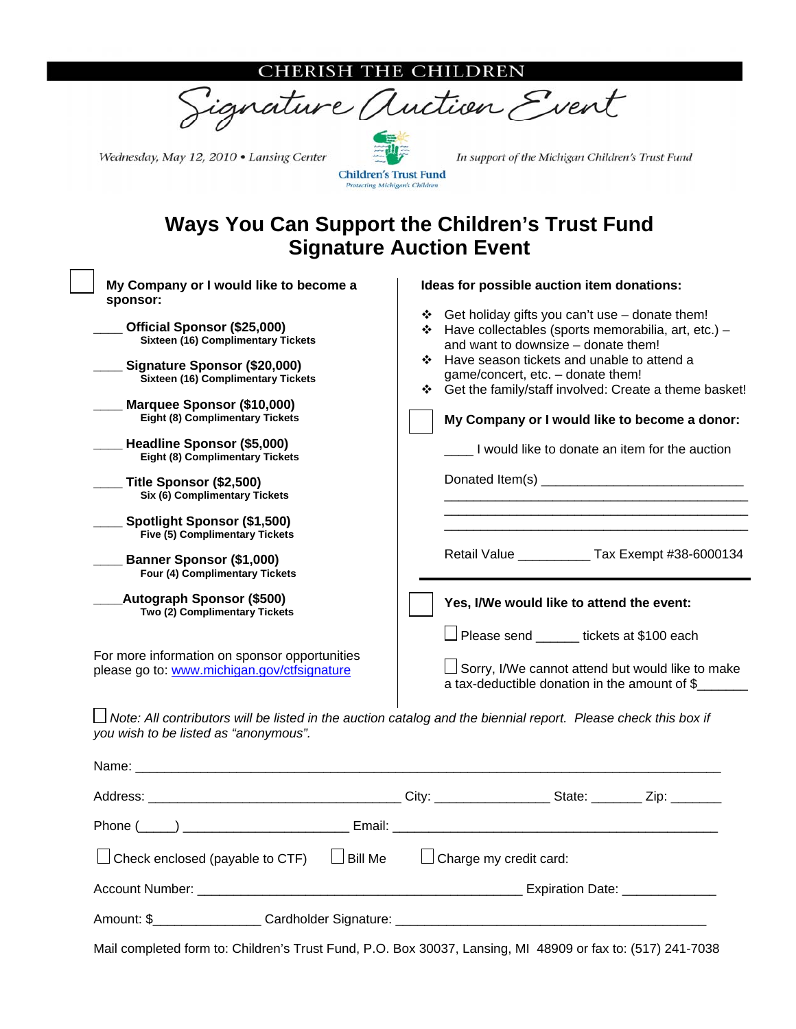CHERISH THE CHILDREN

# Signature Auction Event

Wednesday, May 12, 2010 • Lansing Center

Children's Trust Fund
Protecting Michigan's Children

In support of the Michigan Children's Trust Fund

## Ways You Can Support the Children's Trust Fund Signature Auction Event

☐ **My Company or I would like to become a sponsor:**

____ **Official Sponsor ($25,000)**
**Sixteen (16) Complimentary Tickets**

____ **Signature Sponsor ($20,000)**
**Sixteen (16) Complimentary Tickets**

____ **Marquee Sponsor ($10,000)**
**Eight (8) Complimentary Tickets**

____ **Headline Sponsor ($5,000)**
**Eight (8) Complimentary Tickets**

____ **Title Sponsor ($2,500)**
**Six (6) Complimentary Tickets**

____ **Spotlight Sponsor ($1,500)**
**Five (5) Complimentary Tickets**

____ **Banner Sponsor ($1,000)**
**Four (4) Complimentary Tickets**

____**Autograph Sponsor ($500)**
**Two (2) Complimentary Tickets**

For more information on sponsor opportunities please go to: [www.michigan.gov/ctfsignature](http://www.michigan.gov/ctfsignature)

**Ideas for possible auction item donations:**

- Get holiday gifts you can't use – donate them!
- Have collectables (sports memorabilia, art, etc.) – and want to downsize – donate them!
- Have season tickets and unable to attend a game/concert, etc. – donate them!
- Get the family/staff involved: Create a theme basket!

☐ **My Company or I would like to become a donor:**

____ I would like to donate an item for the auction

Donated Item(s) ____________________________
__________________________________________
__________________________________________
__________________________________________

Retail Value __________ Tax Exempt #38-6000134

☐ **Yes, I/We would like to attend the event:**

☐ Please send ______ tickets at $100 each

☐ Sorry, I/We cannot attend but would like to make a tax-deductible donation in the amount of $_______

☐ *Note: All contributors will be listed in the auction catalog and the biennial report. Please check this box if you wish to be listed as "anonymous".*

Name: ______________________________________________________________________________

Address: ___________________________________ City: ________________ State: _______ Zip: _______

Phone (_____) _______________________ Email: ______________________________________________

☐ Check enclosed (payable to CTF) ☐ Bill Me ☐ Charge my credit card:

Account Number: _____________________________________________ Expiration Date: _____________

Amount: $_______________ Cardholder Signature: ____________________________________________

Mail completed form to: Children's Trust Fund, P.O. Box 30037, Lansing, MI 48909 or fax to: (517) 241-7038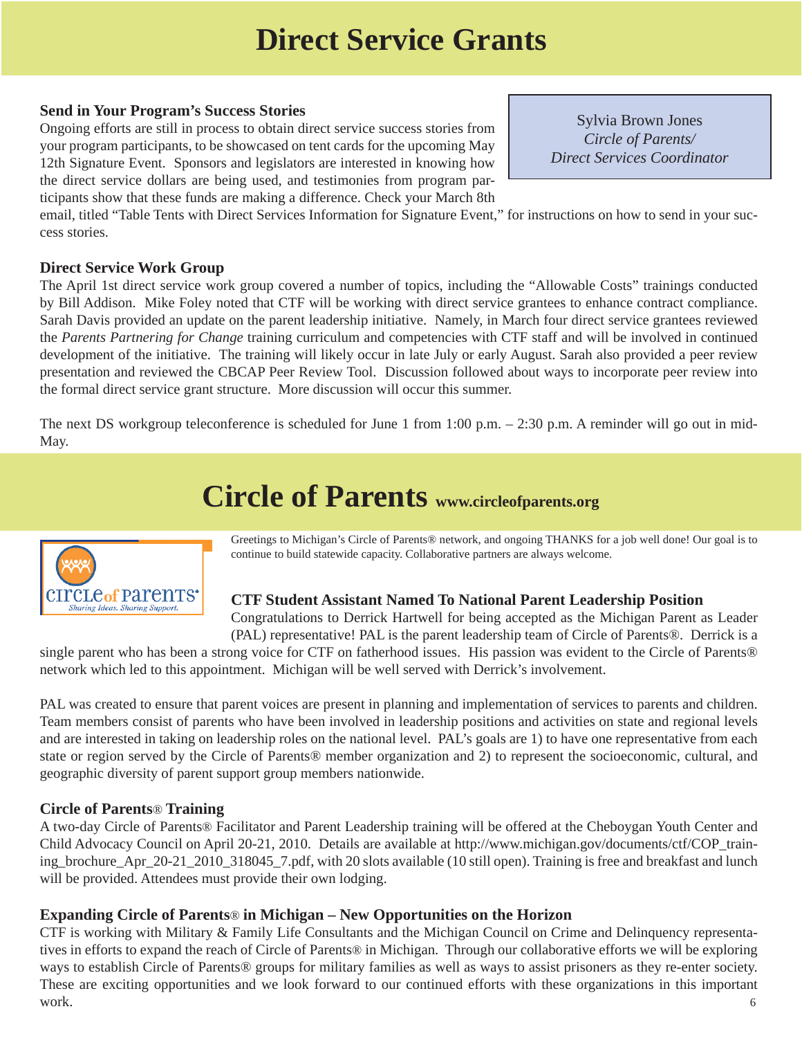# Direct Service Grants

Sylvia Brown Jones
*Circle of Parents/*
*Direct Services Coordinator*

### Send in Your Program's Success Stories

Ongoing efforts are still in process to obtain direct service success stories from your program participants, to be showcased on tent cards for the upcoming May 12th Signature Event. Sponsors and legislators are interested in knowing how the direct service dollars are being used, and testimonies from program participants show that these funds are making a difference. Check your March 8th email, titled "Table Tents with Direct Services Information for Signature Event," for instructions on how to send in your success stories.

### Direct Service Work Group

The April 1st direct service work group covered a number of topics, including the "Allowable Costs" trainings conducted by Bill Addison. Mike Foley noted that CTF will be working with direct service grantees to enhance contract compliance. Sarah Davis provided an update on the parent leadership initiative. Namely, in March four direct service grantees reviewed the *Parents Partnering for Change* training curriculum and competencies with CTF staff and will be involved in continued development of the initiative. The training will likely occur in late July or early August. Sarah also provided a peer review presentation and reviewed the CBCAP Peer Review Tool. Discussion followed about ways to incorporate peer review into the formal direct service grant structure. More discussion will occur this summer.

The next DS workgroup teleconference is scheduled for June 1 from 1:00 p.m. – 2:30 p.m. A reminder will go out in mid-May.

# Circle of Parents www.circleofparents.org

Greetings to Michigan's Circle of Parents® network, and ongoing THANKS for a job well done! Our goal is to continue to build statewide capacity. Collaborative partners are always welcome.

### CTF Student Assistant Named To National Parent Leadership Position

Congratulations to Derrick Hartwell for being accepted as the Michigan Parent as Leader (PAL) representative! PAL is the parent leadership team of Circle of Parents®. Derrick is a single parent who has been a strong voice for CTF on fatherhood issues. His passion was evident to the Circle of Parents® network which led to this appointment. Michigan will be well served with Derrick's involvement.

PAL was created to ensure that parent voices are present in planning and implementation of services to parents and children. Team members consist of parents who have been involved in leadership positions and activities on state and regional levels and are interested in taking on leadership roles on the national level. PAL's goals are 1) to have one representative from each state or region served by the Circle of Parents® member organization and 2) to represent the socioeconomic, cultural, and geographic diversity of parent support group members nationwide.

### Circle of Parents® Training

A two-day Circle of Parents® Facilitator and Parent Leadership training will be offered at the Cheboygan Youth Center and Child Advocacy Council on April 20-21, 2010. Details are available at http://www.michigan.gov/documents/ctf/COP_training_brochure_Apr_20-21_2010_318045_7.pdf, with 20 slots available (10 still open). Training is free and breakfast and lunch will be provided. Attendees must provide their own lodging.

### Expanding Circle of Parents® in Michigan – New Opportunities on the Horizon

CTF is working with Military & Family Life Consultants and the Michigan Council on Crime and Delinquency representatives in efforts to expand the reach of Circle of Parents® in Michigan. Through our collaborative efforts we will be exploring ways to establish Circle of Parents® groups for military families as well as ways to assist prisoners as they re-enter society. These are exciting opportunities and we look forward to our continued efforts with these organizations in this important work.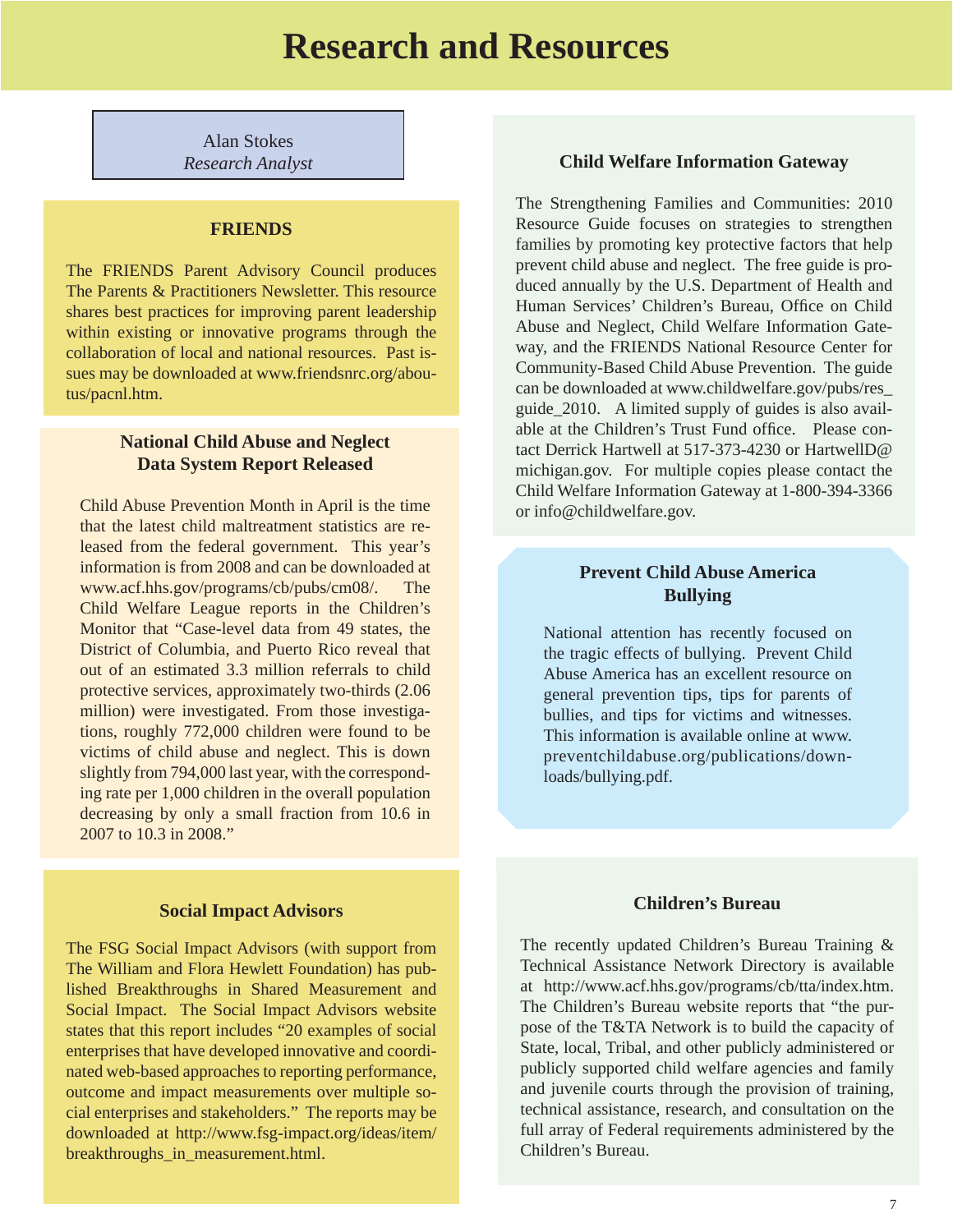# Research and Resources

Alan Stokes
*Research Analyst*

### FRIENDS

The FRIENDS Parent Advisory Council produces The Parents & Practitioners Newsletter. This resource shares best practices for improving parent leadership within existing or innovative programs through the collaboration of local and national resources. Past issues may be downloaded at www.friendsnrc.org/aboutus/pacnl.htm.

### National Child Abuse and Neglect Data System Report Released

Child Abuse Prevention Month in April is the time that the latest child maltreatment statistics are released from the federal government. This year's information is from 2008 and can be downloaded at www.acf.hhs.gov/programs/cb/pubs/cm08/. The Child Welfare League reports in the Children's Monitor that "Case-level data from 49 states, the District of Columbia, and Puerto Rico reveal that out of an estimated 3.3 million referrals to child protective services, approximately two-thirds (2.06 million) were investigated. From those investigations, roughly 772,000 children were found to be victims of child abuse and neglect. This is down slightly from 794,000 last year, with the corresponding rate per 1,000 children in the overall population decreasing by only a small fraction from 10.6 in 2007 to 10.3 in 2008."

### Social Impact Advisors

The FSG Social Impact Advisors (with support from The William and Flora Hewlett Foundation) has published Breakthroughs in Shared Measurement and Social Impact. The Social Impact Advisors website states that this report includes "20 examples of social enterprises that have developed innovative and coordinated web-based approaches to reporting performance, outcome and impact measurements over multiple social enterprises and stakeholders." The reports may be downloaded at http://www.fsg-impact.org/ideas/item/breakthroughs_in_measurement.html.

### Child Welfare Information Gateway

The Strengthening Families and Communities: 2010 Resource Guide focuses on strategies to strengthen families by promoting key protective factors that help prevent child abuse and neglect. The free guide is produced annually by the U.S. Department of Health and Human Services' Children's Bureau, Office on Child Abuse and Neglect, Child Welfare Information Gateway, and the FRIENDS National Resource Center for Community-Based Child Abuse Prevention. The guide can be downloaded at www.childwelfare.gov/pubs/res_guide_2010. A limited supply of guides is also available at the Children's Trust Fund office. Please contact Derrick Hartwell at 517-373-4230 or HartwellD@michigan.gov. For multiple copies please contact the Child Welfare Information Gateway at 1-800-394-3366 or info@childwelfare.gov.

### Prevent Child Abuse America Bullying

National attention has recently focused on the tragic effects of bullying. Prevent Child Abuse America has an excellent resource on general prevention tips, tips for parents of bullies, and tips for victims and witnesses. This information is available online at www.preventchildabuse.org/publications/downloads/bullying.pdf.

### Children's Bureau

The recently updated Children's Bureau Training & Technical Assistance Network Directory is available at http://www.acf.hhs.gov/programs/cb/tta/index.htm. The Children's Bureau website reports that "the purpose of the T&TA Network is to build the capacity of State, local, Tribal, and other publicly administered or publicly supported child welfare agencies and family and juvenile courts through the provision of training, technical assistance, research, and consultation on the full array of Federal requirements administered by the Children's Bureau.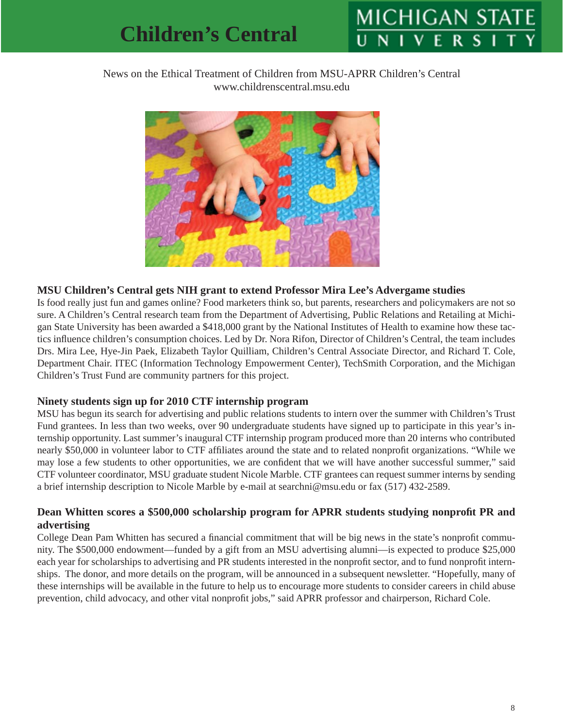# Children's Central

MICHIGAN STATE UNIVERSITY

News on the Ethical Treatment of Children from MSU-APRR Children's Central
www.childrenscentral.msu.edu

### MSU Children's Central gets NIH grant to extend Professor Mira Lee's Advergame studies

Is food really just fun and games online? Food marketers think so, but parents, researchers and policymakers are not so sure. A Children's Central research team from the Department of Advertising, Public Relations and Retailing at Michigan State University has been awarded a $418,000 grant by the National Institutes of Health to examine how these tactics influence children's consumption choices. Led by Dr. Nora Rifon, Director of Children's Central, the team includes Drs. Mira Lee, Hye-Jin Paek, Elizabeth Taylor Quilliam, Children's Central Associate Director, and Richard T. Cole, Department Chair. ITEC (Information Technology Empowerment Center), TechSmith Corporation, and the Michigan Children's Trust Fund are community partners for this project.

### Ninety students sign up for 2010 CTF internship program

MSU has begun its search for advertising and public relations students to intern over the summer with Children's Trust Fund grantees. In less than two weeks, over 90 undergraduate students have signed up to participate in this year's internship opportunity. Last summer's inaugural CTF internship program produced more than 20 interns who contributed nearly $50,000 in volunteer labor to CTF affiliates around the state and to related nonprofit organizations. "While we may lose a few students to other opportunities, we are confident that we will have another successful summer," said CTF volunteer coordinator, MSU graduate student Nicole Marble. CTF grantees can request summer interns by sending a brief internship description to Nicole Marble by e-mail at searchni@msu.edu or fax (517) 432-2589.

### Dean Whitten scores a $500,000 scholarship program for APRR students studying nonprofit PR and advertising

College Dean Pam Whitten has secured a financial commitment that will be big news in the state's nonprofit community. The $500,000 endowment—funded by a gift from an MSU advertising alumni—is expected to produce $25,000 each year for scholarships to advertising and PR students interested in the nonprofit sector, and to fund nonprofit internships. The donor, and more details on the program, will be announced in a subsequent newsletter. "Hopefully, many of these internships will be available in the future to help us to encourage more students to consider careers in child abuse prevention, child advocacy, and other vital nonprofit jobs," said APRR professor and chairperson, Richard Cole.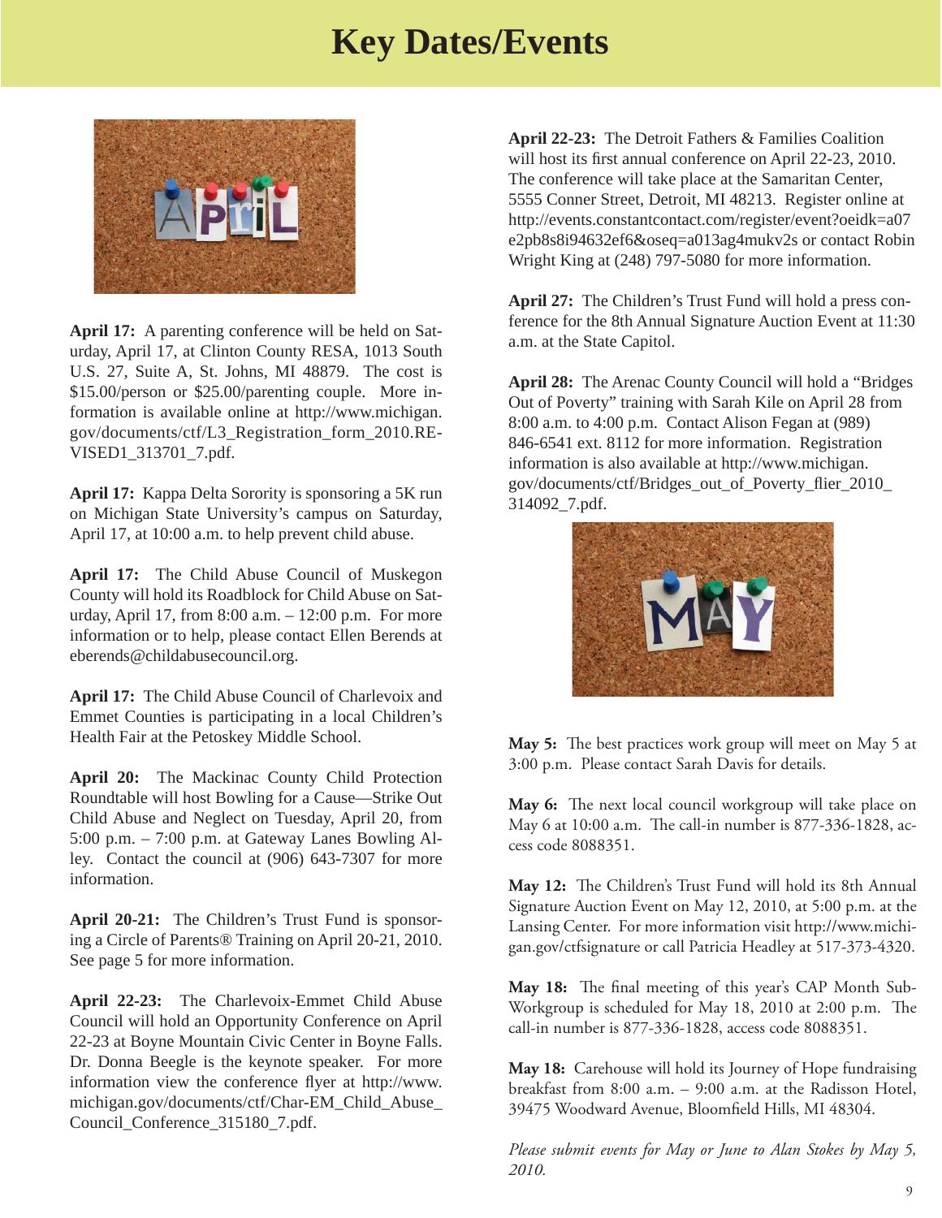# Key Dates/Events

**April 17:** A parenting conference will be held on Saturday, April 17, at Clinton County RESA, 1013 South U.S. 27, Suite A, St. Johns, MI 48879. The cost is $15.00/person or $25.00/parenting couple. More information is available online at http://www.michigan.gov/documents/ctf/L3_Registration_form_2010.REVISED1_313701_7.pdf.

**April 17:** Kappa Delta Sorority is sponsoring a 5K run on Michigan State University's campus on Saturday, April 17, at 10:00 a.m. to help prevent child abuse.

**April 17:** The Child Abuse Council of Muskegon County will hold its Roadblock for Child Abuse on Saturday, April 17, from 8:00 a.m. – 12:00 p.m. For more information or to help, please contact Ellen Berends at eberends@childabusecouncil.org.

**April 17:** The Child Abuse Council of Charlevoix and Emmet Counties is participating in a local Children's Health Fair at the Petoskey Middle School.

**April 20:** The Mackinac County Child Protection Roundtable will host Bowling for a Cause—Strike Out Child Abuse and Neglect on Tuesday, April 20, from 5:00 p.m. – 7:00 p.m. at Gateway Lanes Bowling Alley. Contact the council at (906) 643-7307 for more information.

**April 20-21:** The Children's Trust Fund is sponsoring a Circle of Parents® Training on April 20-21, 2010. See page 5 for more information.

**April 22-23:** The Charlevoix-Emmet Child Abuse Council will hold an Opportunity Conference on April 22-23 at Boyne Mountain Civic Center in Boyne Falls. Dr. Donna Beegle is the keynote speaker. For more information view the conference flyer at http://www.michigan.gov/documents/ctf/Char-EM_Child_Abuse_Council_Conference_315180_7.pdf.

**April 22-23:** The Detroit Fathers & Families Coalition will host its first annual conference on April 22-23, 2010. The conference will take place at the Samaritan Center, 5555 Conner Street, Detroit, MI 48213. Register online at http://events.constantcontact.com/register/event?oeidk=a07e2pb8s8i94632ef6&oseq=a013ag4mukv2s or contact Robin Wright King at (248) 797-5080 for more information.

**April 27:** The Children's Trust Fund will hold a press conference for the 8th Annual Signature Auction Event at 11:30 a.m. at the State Capitol.

**April 28:** The Arenac County Council will hold a "Bridges Out of Poverty" training with Sarah Kile on April 28 from 8:00 a.m. to 4:00 p.m. Contact Alison Fegan at (989) 846-6541 ext. 8112 for more information. Registration information is also available at http://www.michigan.gov/documents/ctf/Bridges_out_of_Poverty_flier_2010_314092_7.pdf.

**May 5:** The best practices work group will meet on May 5 at 3:00 p.m. Please contact Sarah Davis for details.

**May 6:** The next local council workgroup will take place on May 6 at 10:00 a.m. The call-in number is 877-336-1828, access code 8088351.

**May 12:** The Children's Trust Fund will hold its 8th Annual Signature Auction Event on May 12, 2010, at 5:00 p.m. at the Lansing Center. For more information visit http://www.michigan.gov/ctfsignature or call Patricia Headley at 517-373-4320.

**May 18:** The final meeting of this year's CAP Month Sub-Workgroup is scheduled for May 18, 2010 at 2:00 p.m. The call-in number is 877-336-1828, access code 8088351.

**May 18:** Carehouse will hold its Journey of Hope fundraising breakfast from 8:00 a.m. – 9:00 a.m. at the Radisson Hotel, 39475 Woodward Avenue, Bloomfield Hills, MI 48304.

*Please submit events for May or June to Alan Stokes by May 5, 2010.*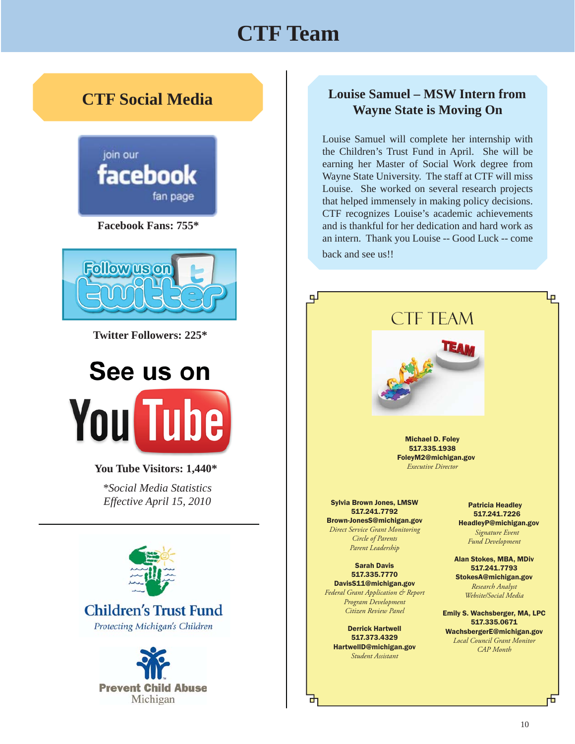# CTF Team

## CTF Social Media

join our facebook fan page

**Facebook Fans: 755***

Follow us on twitter

**Twitter Followers: 225***

See us on YouTube

**You Tube Visitors: 1,440***

*\*Social Media Statistics Effective April 15, 2010*

Children's Trust Fund

*Protecting Michigan's Children*

Prevent Child Abuse Michigan

## Louise Samuel – MSW Intern from Wayne State is Moving On

Louise Samuel will complete her internship with the Children's Trust Fund in April. She will be earning her Master of Social Work degree from Wayne State University. The staff at CTF will miss Louise. She worked on several research projects that helped immensely in making policy decisions. CTF recognizes Louise's academic achievements and is thankful for her dedication and hard work as an intern. Thank you Louise -- Good Luck -- come back and see us!!

## CTF TEAM

**Michael D. Foley**
**517.335.1938**
**FoleyM2@michigan.gov**
*Executive Director*

**Sylvia Brown Jones, LMSW**
**517.241.7792**
**Brown-JonesS@michigan.gov**
*Direct Service Grant Monitoring*
*Circle of Parents*
*Parent Leadership*

**Sarah Davis**
**517.335.7770**
**DavisS11@michigan.gov**
*Federal Grant Application & Report*
*Program Development*
*Citizen Review Panel*

**Derrick Hartwell**
**517.373.4329**
**HartwellD@michigan.gov**
*Student Assistant*

**Patricia Headley**
**517.241.7226**
**HeadleyP@michigan.gov**
*Signature Event*
*Fund Development*

**Alan Stokes, MBA, MDiv**
**517.241.7793**
**StokesA@michigan.gov**
*Research Analyst*
*Website/Social Media*

**Emily S. Wachsberger, MA, LPC**
**517.335.0671**
**WachsbergerE@michigan.gov**
*Local Council Grant Monitor*
*CAP Month*